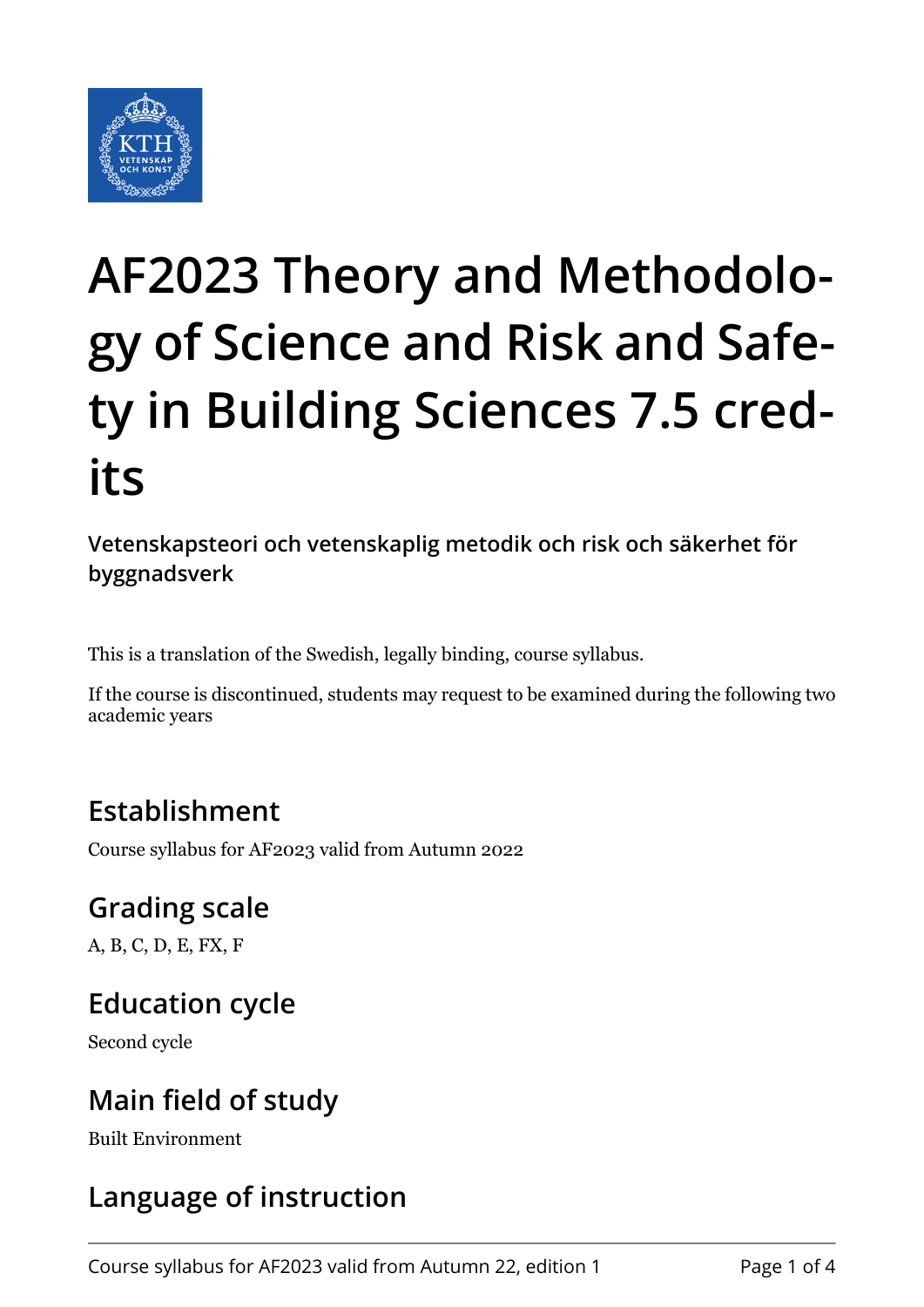# AF2023 Theory and Methodology of Science and Risk and Safety in Building Sciences 7.5 credits

**Vetenskapsteori och vetenskaplig metodik och risk och säkerhet för byggnadsverk**

This is a translation of the Swedish, legally binding, course syllabus.

If the course is discontinued, students may request to be examined during the following two academic years

## Establishment

Course syllabus for AF2023 valid from Autumn 2022

## Grading scale

A, B, C, D, E, FX, F

## Education cycle

Second cycle

## Main field of study

Built Environment

## Language of instruction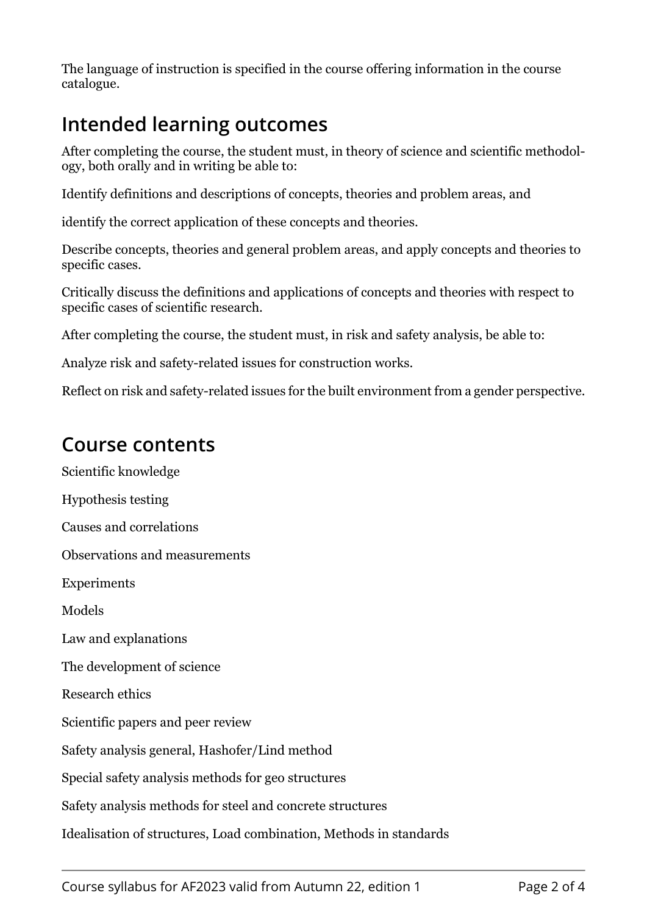The language of instruction is specified in the course offering information in the course catalogue.

## Intended learning outcomes

After completing the course, the student must, in theory of science and scientific methodology, both orally and in writing be able to:

Identify definitions and descriptions of concepts, theories and problem areas, and

identify the correct application of these concepts and theories.

Describe concepts, theories and general problem areas, and apply concepts and theories to specific cases.

Critically discuss the definitions and applications of concepts and theories with respect to specific cases of scientific research.

After completing the course, the student must, in risk and safety analysis, be able to:

Analyze risk and safety-related issues for construction works.

Reflect on risk and safety-related issues for the built environment from a gender perspective.

## Course contents

Scientific knowledge

Hypothesis testing

Causes and correlations

Observations and measurements

Experiments

Models

Law and explanations

The development of science

Research ethics

Scientific papers and peer review

Safety analysis general, Hashofer/Lind method

Special safety analysis methods for geo structures

Safety analysis methods for steel and concrete structures

Idealisation of structures, Load combination, Methods in standards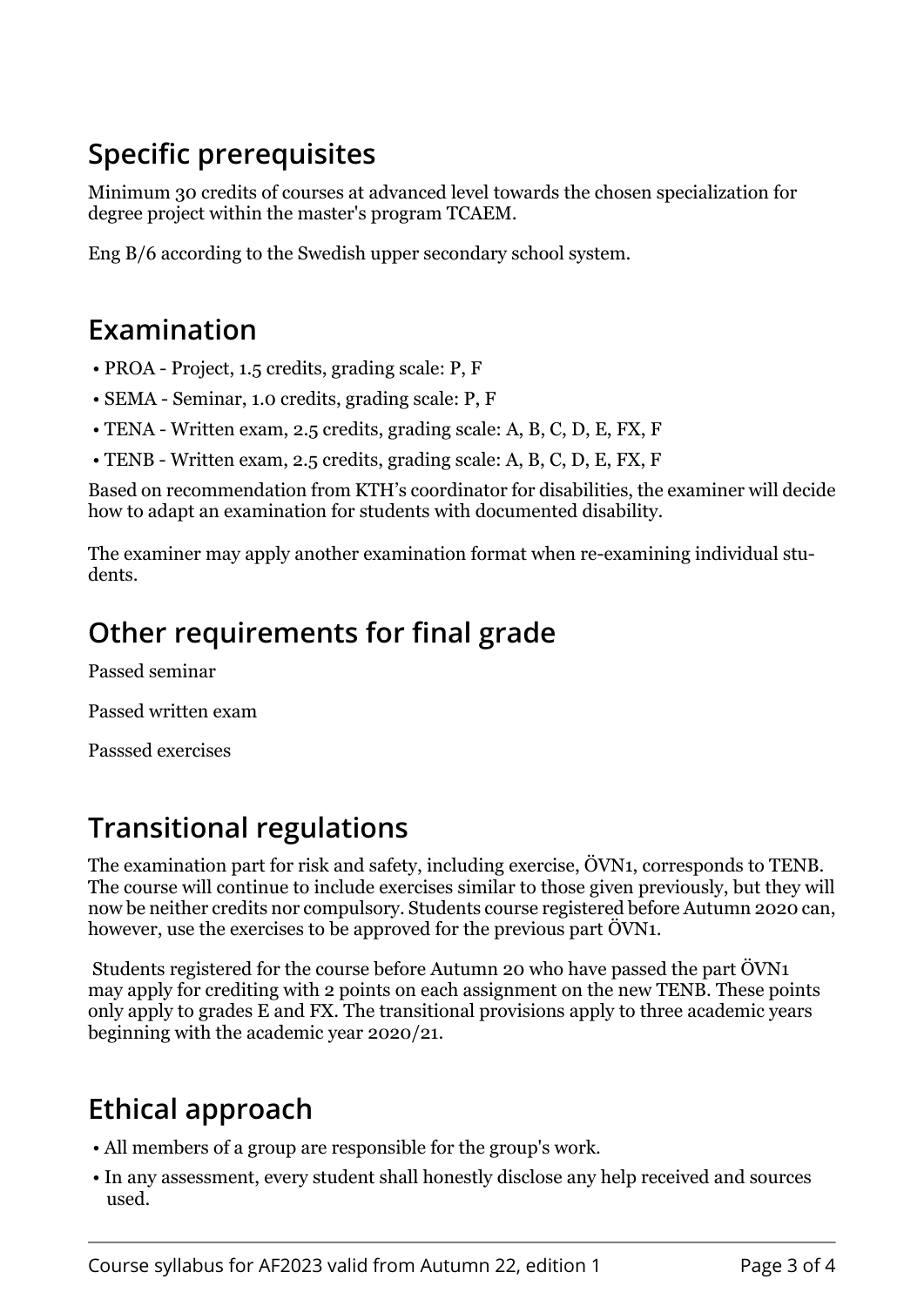## Specific prerequisites

Minimum 30 credits of courses at advanced level towards the chosen specialization for degree project within the master's program TCAEM.

Eng B/6 according to the Swedish upper secondary school system.

## Examination

- PROA - Project, 1.5 credits, grading scale: P, F
- SEMA - Seminar, 1.0 credits, grading scale: P, F
- TENA - Written exam, 2.5 credits, grading scale: A, B, C, D, E, FX, F
- TENB - Written exam, 2.5 credits, grading scale: A, B, C, D, E, FX, F

Based on recommendation from KTH's coordinator for disabilities, the examiner will decide how to adapt an examination for students with documented disability.

The examiner may apply another examination format when re-examining individual students.

## Other requirements for final grade

Passed seminar

Passed written exam

Passsed exercises

## Transitional regulations

The examination part for risk and safety, including exercise, ÖVN1, corresponds to TENB. The course will continue to include exercises similar to those given previously, but they will now be neither credits nor compulsory. Students course registered before Autumn 2020 can, however, use the exercises to be approved for the previous part ÖVN1.

Students registered for the course before Autumn 20 who have passed the part ÖVN1 may apply for crediting with 2 points on each assignment on the new TENB. These points only apply to grades E and FX. The transitional provisions apply to three academic years beginning with the academic year 2020/21.

## Ethical approach

- All members of a group are responsible for the group's work.
- In any assessment, every student shall honestly disclose any help received and sources used.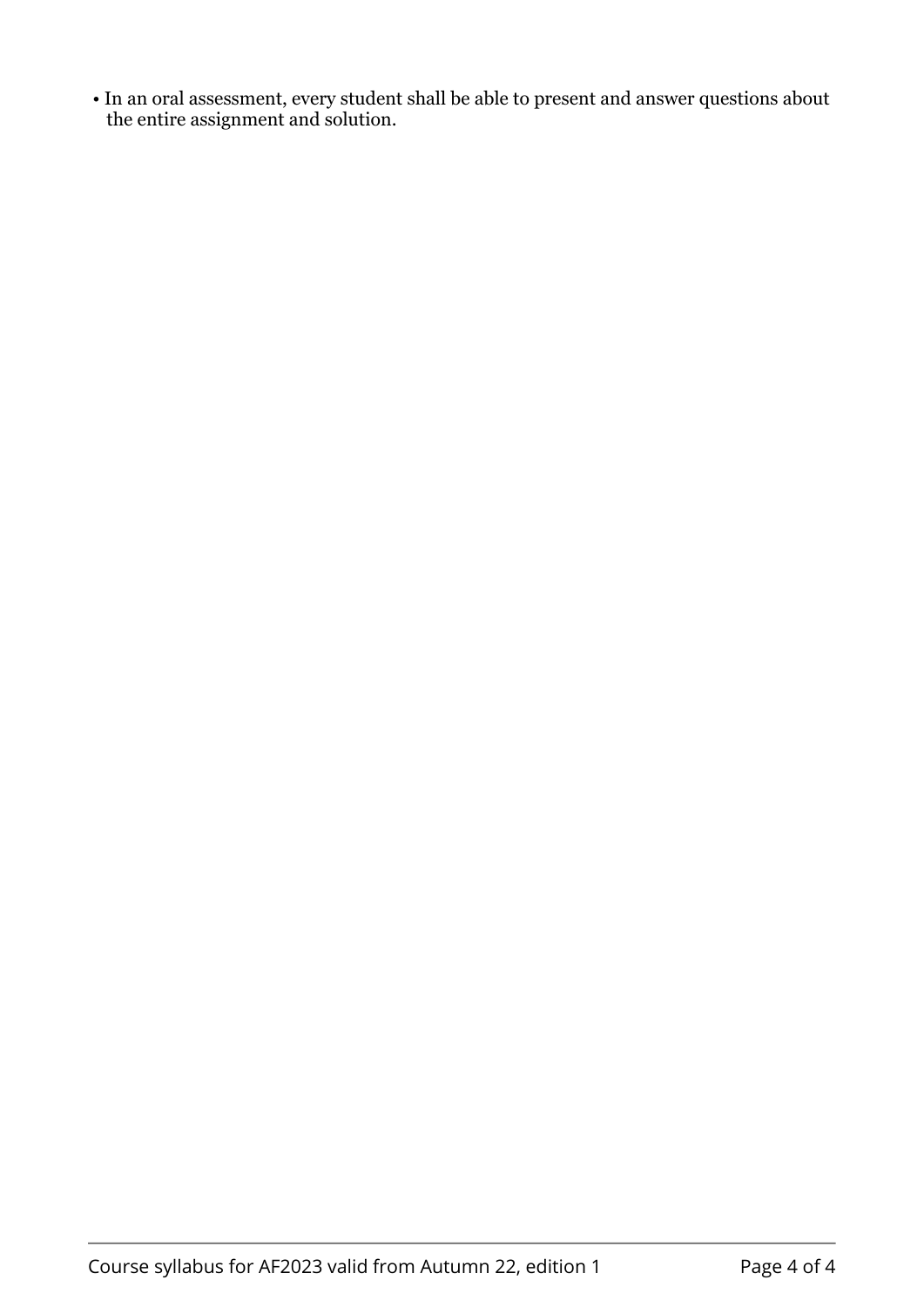- In an oral assessment, every student shall be able to present and answer questions about the entire assignment and solution.